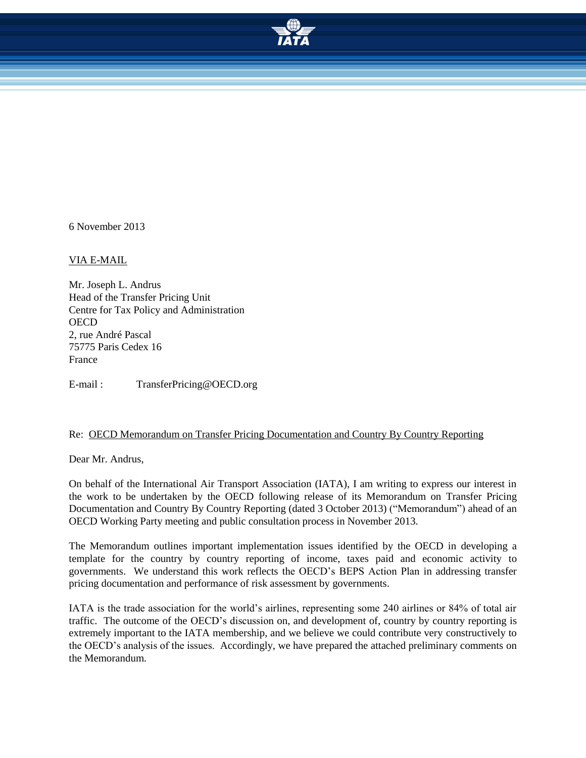6 November 2013

VIA E-MAIL

Mr. Joseph L. Andrus
Head of the Transfer Pricing Unit
Centre for Tax Policy and Administration
OECD
2, rue André Pascal
75775 Paris Cedex 16
France

E-mail : TransferPricing@OECD.org

Re: OECD Memorandum on Transfer Pricing Documentation and Country By Country Reporting

Dear Mr. Andrus,

On behalf of the International Air Transport Association (IATA), I am writing to express our interest in the work to be undertaken by the OECD following release of its Memorandum on Transfer Pricing Documentation and Country By Country Reporting (dated 3 October 2013) ("Memorandum") ahead of an OECD Working Party meeting and public consultation process in November 2013.

The Memorandum outlines important implementation issues identified by the OECD in developing a template for the country by country reporting of income, taxes paid and economic activity to governments. We understand this work reflects the OECD's BEPS Action Plan in addressing transfer pricing documentation and performance of risk assessment by governments.

IATA is the trade association for the world's airlines, representing some 240 airlines or 84% of total air traffic. The outcome of the OECD's discussion on, and development of, country by country reporting is extremely important to the IATA membership, and we believe we could contribute very constructively to the OECD's analysis of the issues. Accordingly, we have prepared the attached preliminary comments on the Memorandum.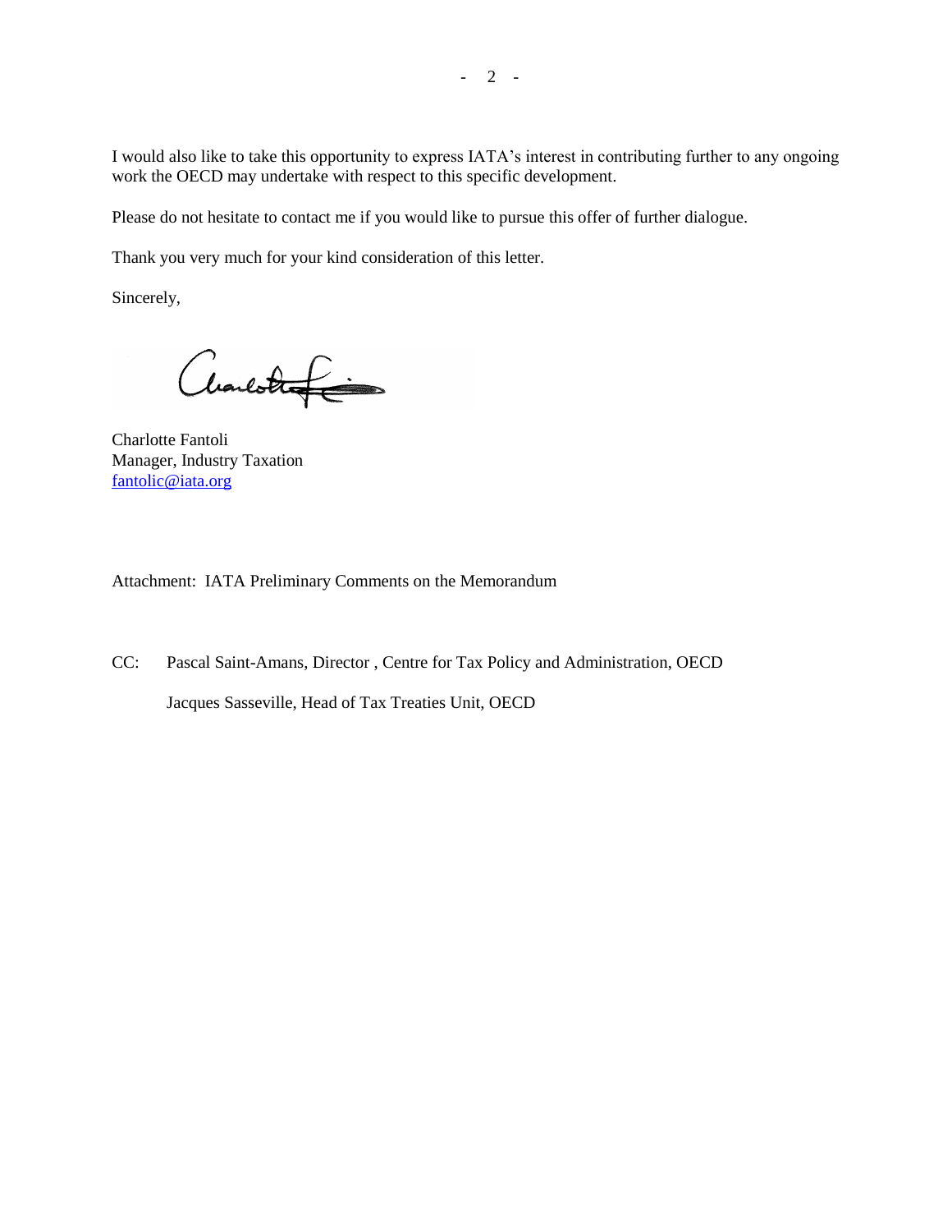I would also like to take this opportunity to express IATA's interest in contributing further to any ongoing work the OECD may undertake with respect to this specific development.

Please do not hesitate to contact me if you would like to pursue this offer of further dialogue.

Thank you very much for your kind consideration of this letter.

Sincerely,

Charlotte Fantoli
Manager, Industry Taxation
fantolic@iata.org

Attachment: IATA Preliminary Comments on the Memorandum

CC: Pascal Saint-Amans, Director , Centre for Tax Policy and Administration, OECD

Jacques Sasseville, Head of Tax Treaties Unit, OECD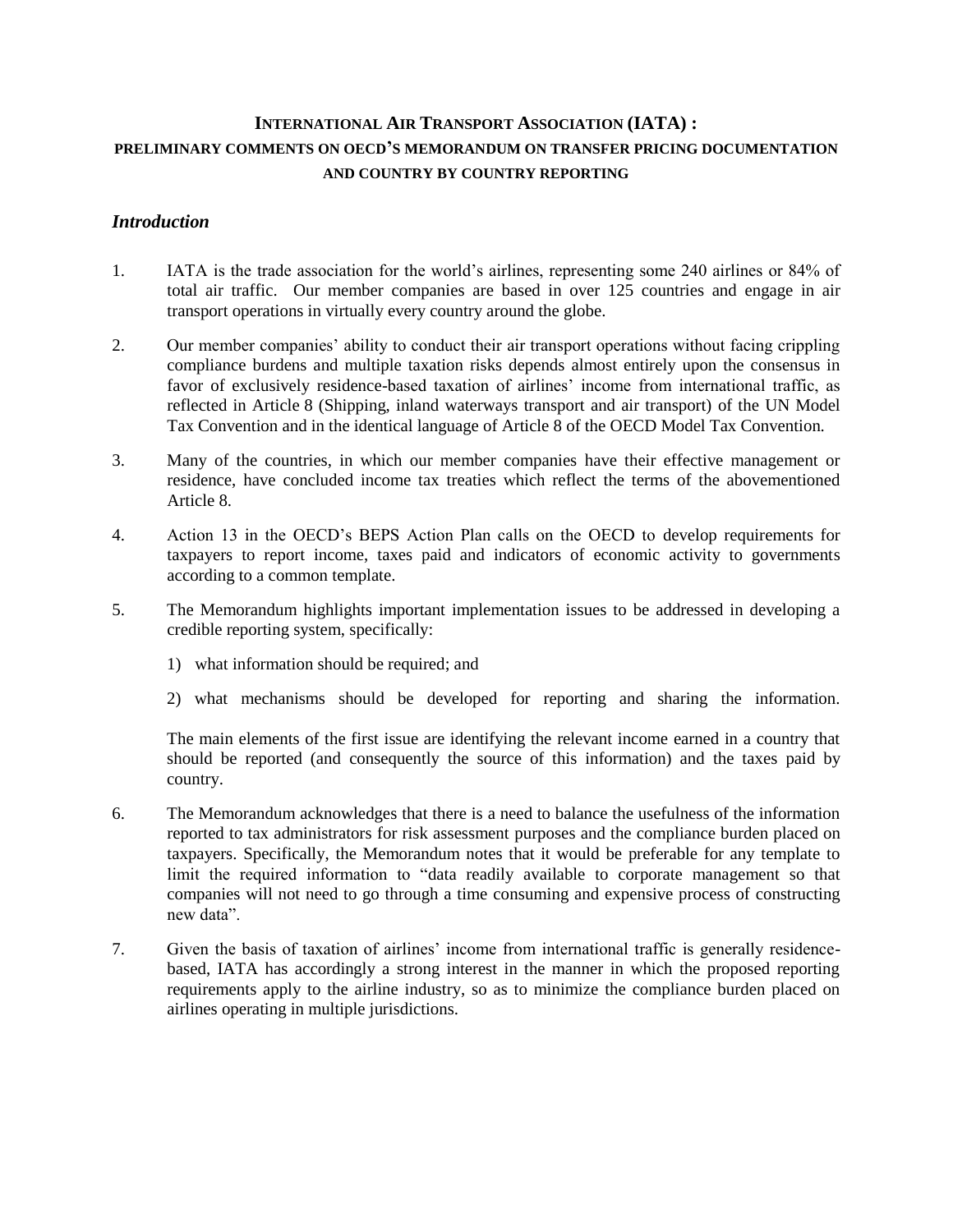# INTERNATIONAL AIR TRANSPORT ASSOCIATION (IATA) :
## PRELIMINARY COMMENTS ON OECD'S MEMORANDUM ON TRANSFER PRICING DOCUMENTATION AND COUNTRY BY COUNTRY REPORTING

### *Introduction*

1. IATA is the trade association for the world's airlines, representing some 240 airlines or 84% of total air traffic. Our member companies are based in over 125 countries and engage in air transport operations in virtually every country around the globe.

2. Our member companies' ability to conduct their air transport operations without facing crippling compliance burdens and multiple taxation risks depends almost entirely upon the consensus in favor of exclusively residence-based taxation of airlines' income from international traffic, as reflected in Article 8 (Shipping, inland waterways transport and air transport) of the UN Model Tax Convention and in the identical language of Article 8 of the OECD Model Tax Convention.

3. Many of the countries, in which our member companies have their effective management or residence, have concluded income tax treaties which reflect the terms of the abovementioned Article 8.

4. Action 13 in the OECD's BEPS Action Plan calls on the OECD to develop requirements for taxpayers to report income, taxes paid and indicators of economic activity to governments according to a common template.

5. The Memorandum highlights important implementation issues to be addressed in developing a credible reporting system, specifically:

   1) what information should be required; and

   2) what mechanisms should be developed for reporting and sharing the information.

   The main elements of the first issue are identifying the relevant income earned in a country that should be reported (and consequently the source of this information) and the taxes paid by country.

6. The Memorandum acknowledges that there is a need to balance the usefulness of the information reported to tax administrators for risk assessment purposes and the compliance burden placed on taxpayers. Specifically, the Memorandum notes that it would be preferable for any template to limit the required information to "data readily available to corporate management so that companies will not need to go through a time consuming and expensive process of constructing new data".

7. Given the basis of taxation of airlines' income from international traffic is generally residence-based, IATA has accordingly a strong interest in the manner in which the proposed reporting requirements apply to the airline industry, so as to minimize the compliance burden placed on airlines operating in multiple jurisdictions.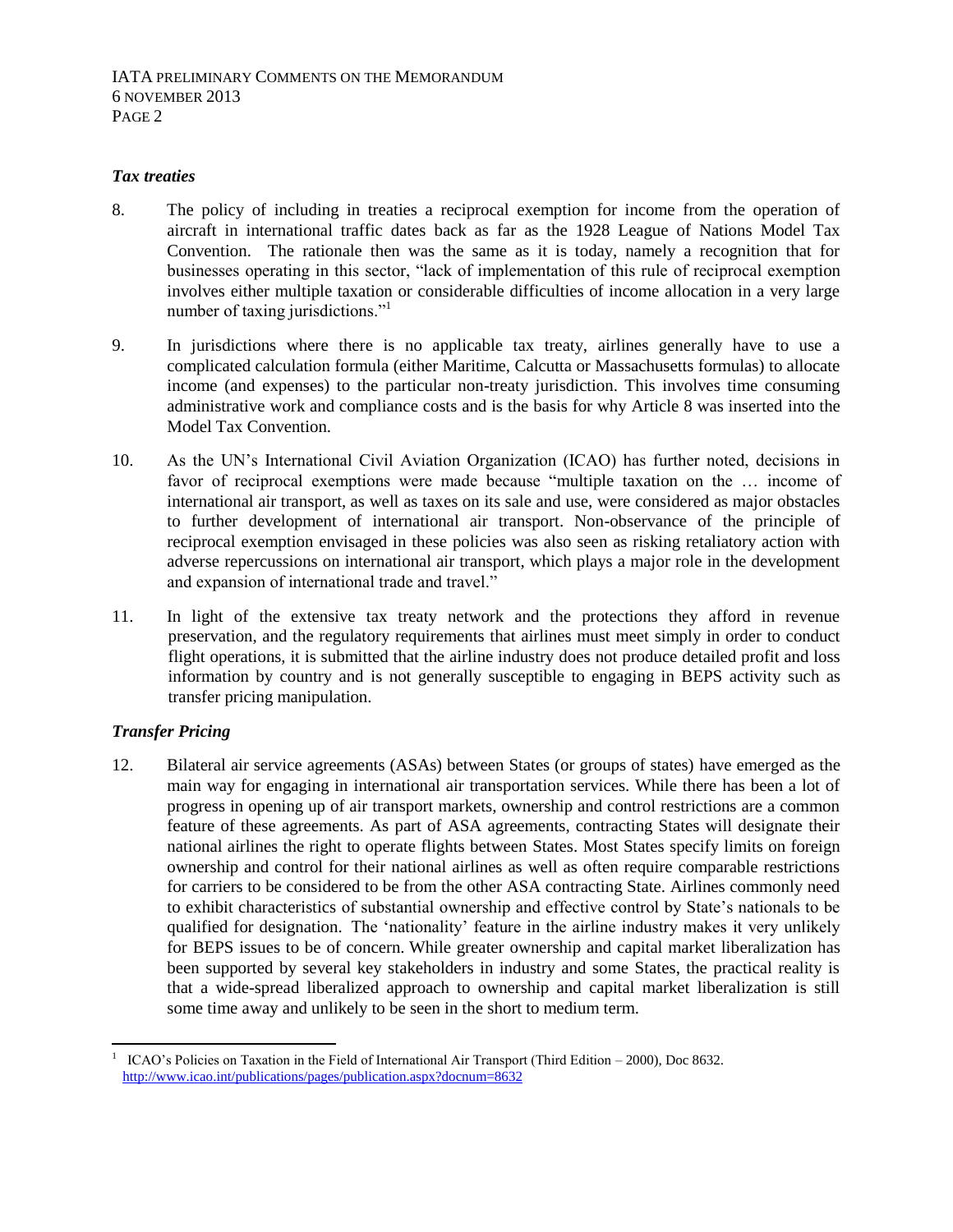### *Tax treaties*

8. The policy of including in treaties a reciprocal exemption for income from the operation of aircraft in international traffic dates back as far as the 1928 League of Nations Model Tax Convention. The rationale then was the same as it is today, namely a recognition that for businesses operating in this sector, "lack of implementation of this rule of reciprocal exemption involves either multiple taxation or considerable difficulties of income allocation in a very large number of taxing jurisdictions."[1]

9. In jurisdictions where there is no applicable tax treaty, airlines generally have to use a complicated calculation formula (either Maritime, Calcutta or Massachusetts formulas) to allocate income (and expenses) to the particular non-treaty jurisdiction. This involves time consuming administrative work and compliance costs and is the basis for why Article 8 was inserted into the Model Tax Convention.

10. As the UN's International Civil Aviation Organization (ICAO) has further noted, decisions in favor of reciprocal exemptions were made because "multiple taxation on the … income of international air transport, as well as taxes on its sale and use, were considered as major obstacles to further development of international air transport. Non-observance of the principle of reciprocal exemption envisaged in these policies was also seen as risking retaliatory action with adverse repercussions on international air transport, which plays a major role in the development and expansion of international trade and travel."

11. In light of the extensive tax treaty network and the protections they afford in revenue preservation, and the regulatory requirements that airlines must meet simply in order to conduct flight operations, it is submitted that the airline industry does not produce detailed profit and loss information by country and is not generally susceptible to engaging in BEPS activity such as transfer pricing manipulation.

### *Transfer Pricing*

12. Bilateral air service agreements (ASAs) between States (or groups of states) have emerged as the main way for engaging in international air transportation services. While there has been a lot of progress in opening up of air transport markets, ownership and control restrictions are a common feature of these agreements. As part of ASA agreements, contracting States will designate their national airlines the right to operate flights between States. Most States specify limits on foreign ownership and control for their national airlines as well as often require comparable restrictions for carriers to be considered to be from the other ASA contracting State. Airlines commonly need to exhibit characteristics of substantial ownership and effective control by State's nationals to be qualified for designation. The 'nationality' feature in the airline industry makes it very unlikely for BEPS issues to be of concern. While greater ownership and capital market liberalization has been supported by several key stakeholders in industry and some States, the practical reality is that a wide-spread liberalized approach to ownership and capital market liberalization is still some time away and unlikely to be seen in the short to medium term.

---

[1] ICAO's Policies on Taxation in the Field of International Air Transport (Third Edition – 2000), Doc 8632. http://www.icao.int/publications/pages/publication.aspx?docnum=8632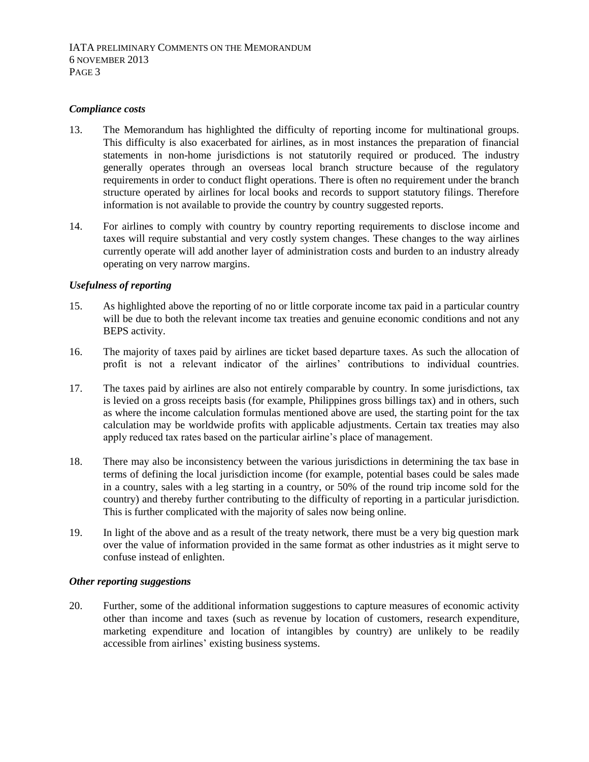### *Compliance costs*

13. The Memorandum has highlighted the difficulty of reporting income for multinational groups. This difficulty is also exacerbated for airlines, as in most instances the preparation of financial statements in non-home jurisdictions is not statutorily required or produced. The industry generally operates through an overseas local branch structure because of the regulatory requirements in order to conduct flight operations. There is often no requirement under the branch structure operated by airlines for local books and records to support statutory filings. Therefore information is not available to provide the country by country suggested reports.

14. For airlines to comply with country by country reporting requirements to disclose income and taxes will require substantial and very costly system changes. These changes to the way airlines currently operate will add another layer of administration costs and burden to an industry already operating on very narrow margins.

### *Usefulness of reporting*

15. As highlighted above the reporting of no or little corporate income tax paid in a particular country will be due to both the relevant income tax treaties and genuine economic conditions and not any BEPS activity.

16. The majority of taxes paid by airlines are ticket based departure taxes. As such the allocation of profit is not a relevant indicator of the airlines' contributions to individual countries.

17. The taxes paid by airlines are also not entirely comparable by country. In some jurisdictions, tax is levied on a gross receipts basis (for example, Philippines gross billings tax) and in others, such as where the income calculation formulas mentioned above are used, the starting point for the tax calculation may be worldwide profits with applicable adjustments. Certain tax treaties may also apply reduced tax rates based on the particular airline's place of management.

18. There may also be inconsistency between the various jurisdictions in determining the tax base in terms of defining the local jurisdiction income (for example, potential bases could be sales made in a country, sales with a leg starting in a country, or 50% of the round trip income sold for the country) and thereby further contributing to the difficulty of reporting in a particular jurisdiction. This is further complicated with the majority of sales now being online.

19. In light of the above and as a result of the treaty network, there must be a very big question mark over the value of information provided in the same format as other industries as it might serve to confuse instead of enlighten.

### *Other reporting suggestions*

20. Further, some of the additional information suggestions to capture measures of economic activity other than income and taxes (such as revenue by location of customers, research expenditure, marketing expenditure and location of intangibles by country) are unlikely to be readily accessible from airlines' existing business systems.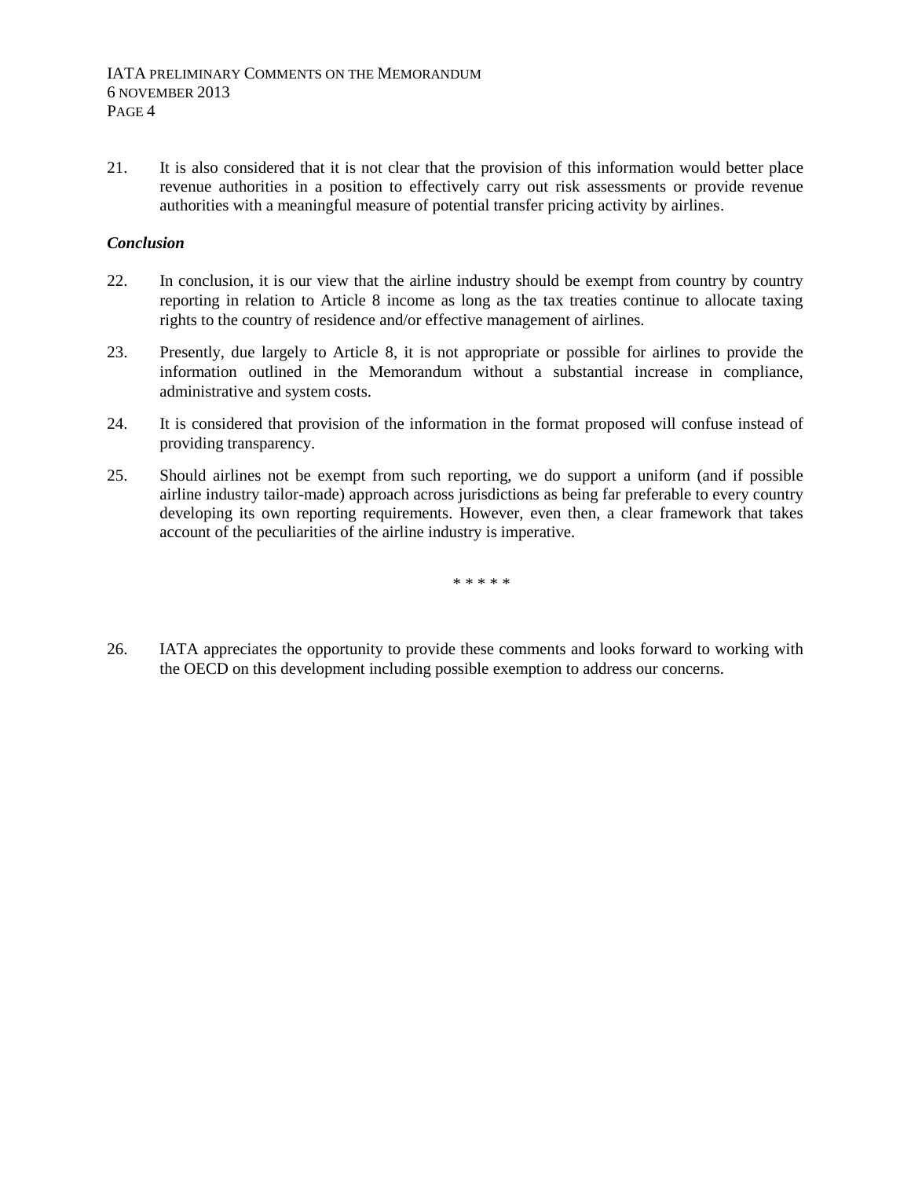21. It is also considered that it is not clear that the provision of this information would better place revenue authorities in a position to effectively carry out risk assessments or provide revenue authorities with a meaningful measure of potential transfer pricing activity by airlines.

***Conclusion***

22. In conclusion, it is our view that the airline industry should be exempt from country by country reporting in relation to Article 8 income as long as the tax treaties continue to allocate taxing rights to the country of residence and/or effective management of airlines.

23. Presently, due largely to Article 8, it is not appropriate or possible for airlines to provide the information outlined in the Memorandum without a substantial increase in compliance, administrative and system costs.

24. It is considered that provision of the information in the format proposed will confuse instead of providing transparency.

25. Should airlines not be exempt from such reporting, we do support a uniform (and if possible airline industry tailor-made) approach across jurisdictions as being far preferable to every country developing its own reporting requirements. However, even then, a clear framework that takes account of the peculiarities of the airline industry is imperative.

\* \* \* \* \*

26. IATA appreciates the opportunity to provide these comments and looks forward to working with the OECD on this development including possible exemption to address our concerns.